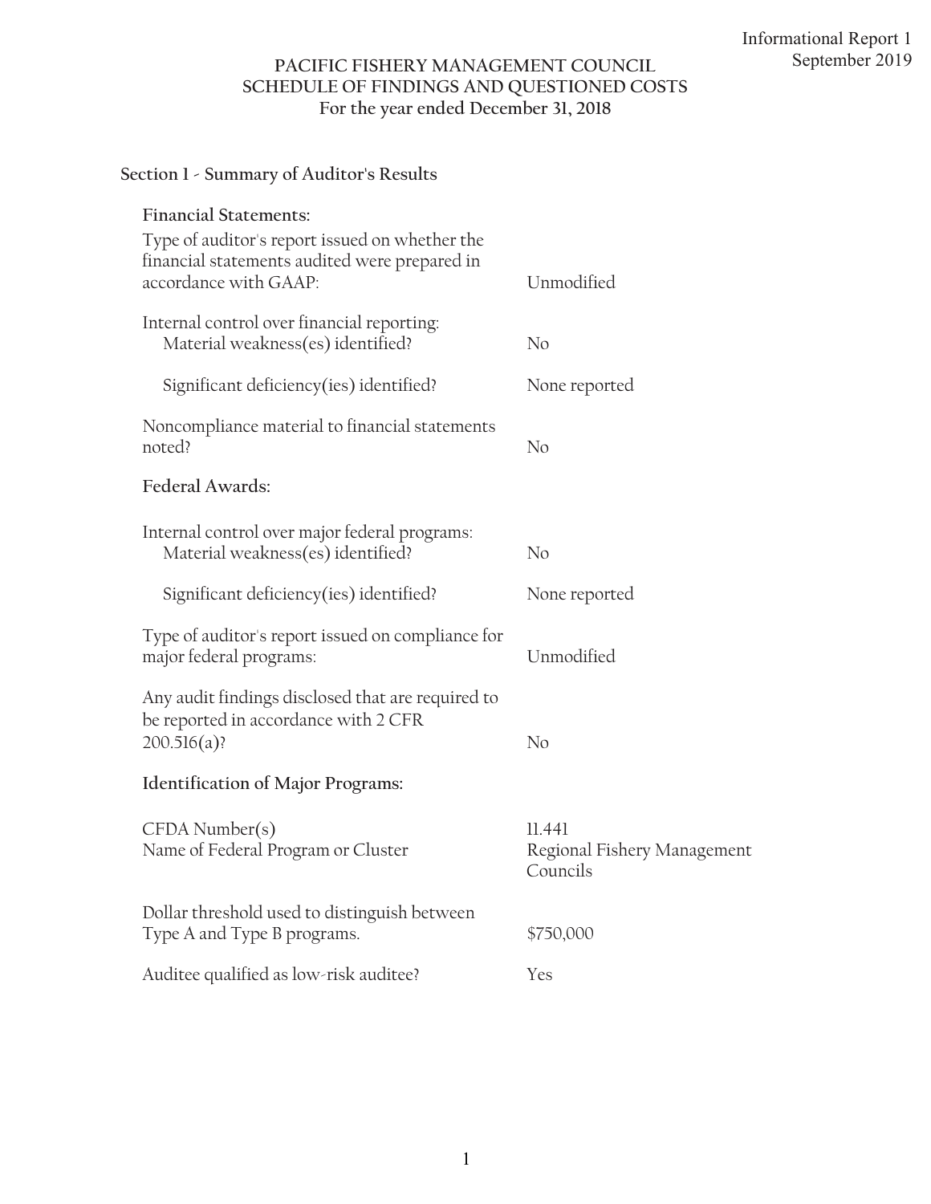Informational Report 1
September 2019

# PACIFIC FISHERY MANAGEMENT COUNCIL
## SCHEDULE OF FINDINGS AND QUESTIONED COSTS
**For the year ended December 31, 2018**

### Section 1 - Summary of Auditor's Results

**Financial Statements:**

| | |
|---|---|
| Type of auditor's report issued on whether the financial statements audited were prepared in accordance with GAAP: | Unmodified |
| Internal control over financial reporting: Material weakness(es) identified? | No |
| Significant deficiency(ies) identified? | None reported |
| Noncompliance material to financial statements noted? | No |

**Federal Awards:**

| | |
|---|---|
| Internal control over major federal programs: Material weakness(es) identified? | No |
| Significant deficiency(ies) identified? | None reported |
| Type of auditor's report issued on compliance for major federal programs: | Unmodified |
| Any audit findings disclosed that are required to be reported in accordance with 2 CFR 200.516(a)? | No |

**Identification of Major Programs:**

| | |
|---|---|
| CFDA Number(s) | 11.441 |
| Name of Federal Program or Cluster | Regional Fishery Management Councils |
| Dollar threshold used to distinguish between Type A and Type B programs. | $750,000 |
| Auditee qualified as low-risk auditee? | Yes |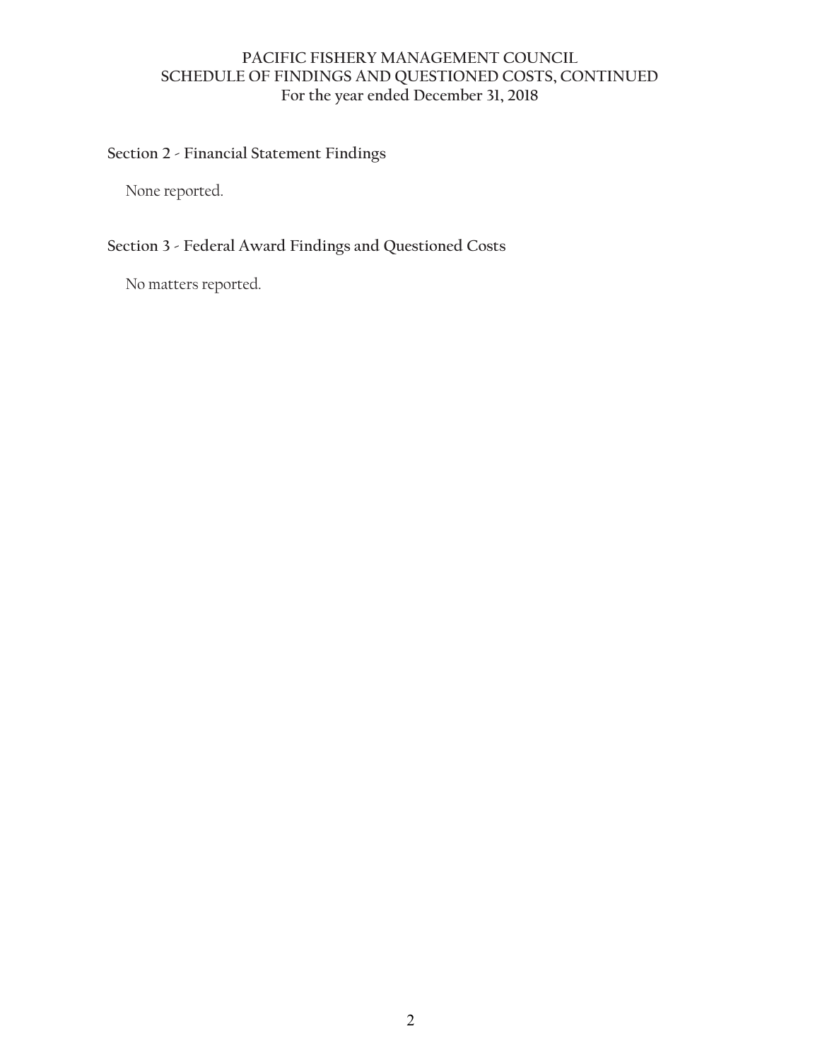# PACIFIC FISHERY MANAGEMENT COUNCIL
# SCHEDULE OF FINDINGS AND QUESTIONED COSTS, CONTINUED
**For the year ended December 31, 2018**

## Section 2 - Financial Statement Findings

None reported.

## Section 3 - Federal Award Findings and Questioned Costs

No matters reported.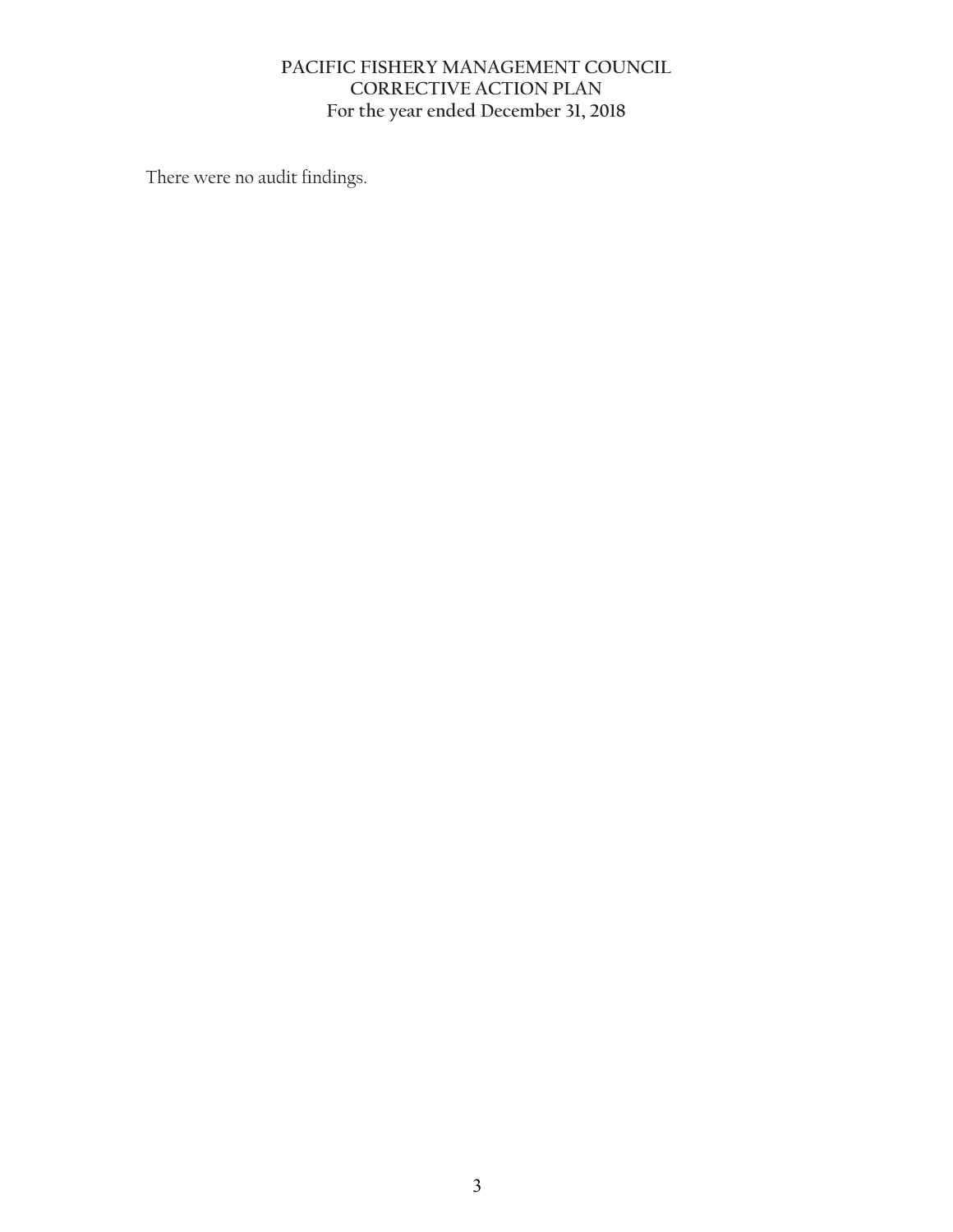# PACIFIC FISHERY MANAGEMENT COUNCIL
## CORRECTIVE ACTION PLAN
### For the year ended December 31, 2018

There were no audit findings.